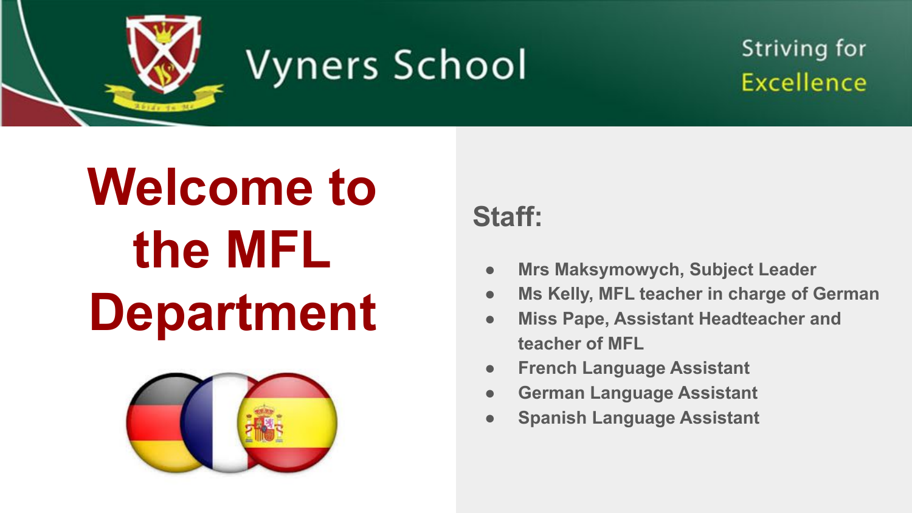Vyners School

Striving for Excellence

# Welcome to the MFL Department

## Staff:

- Mrs Maksymowych, Subject Leader
- Ms Kelly, MFL teacher in charge of German
- Miss Pape, Assistant Headteacher and teacher of MFL
- French Language Assistant
- German Language Assistant
- Spanish Language Assistant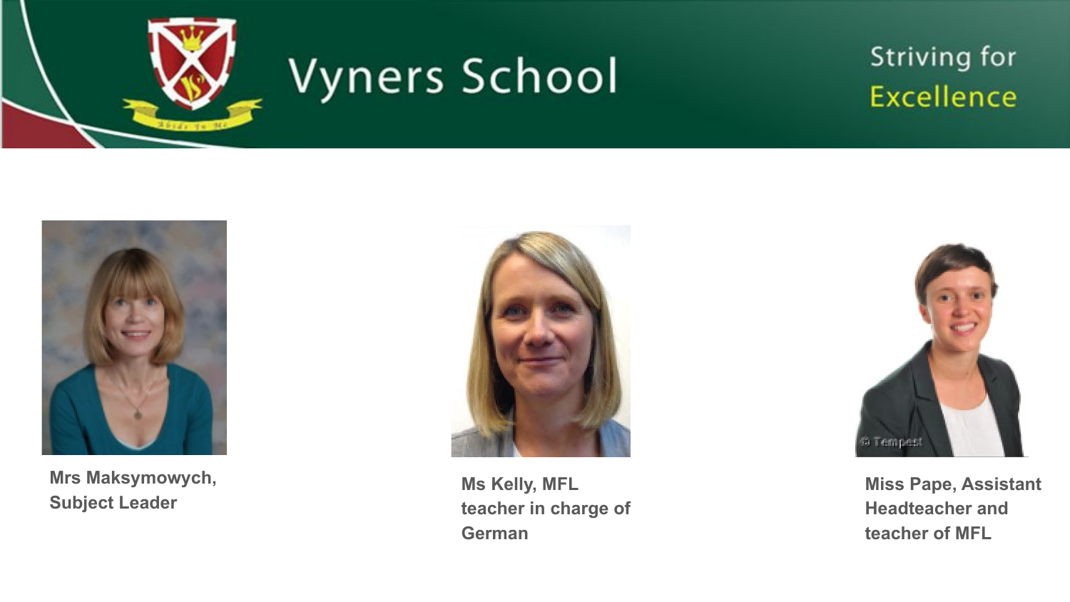Vyners School

Striving for Excellence

Mrs Maksymowych, Subject Leader

Ms Kelly, MFL teacher in charge of German

Miss Pape, Assistant Headteacher and teacher of MFL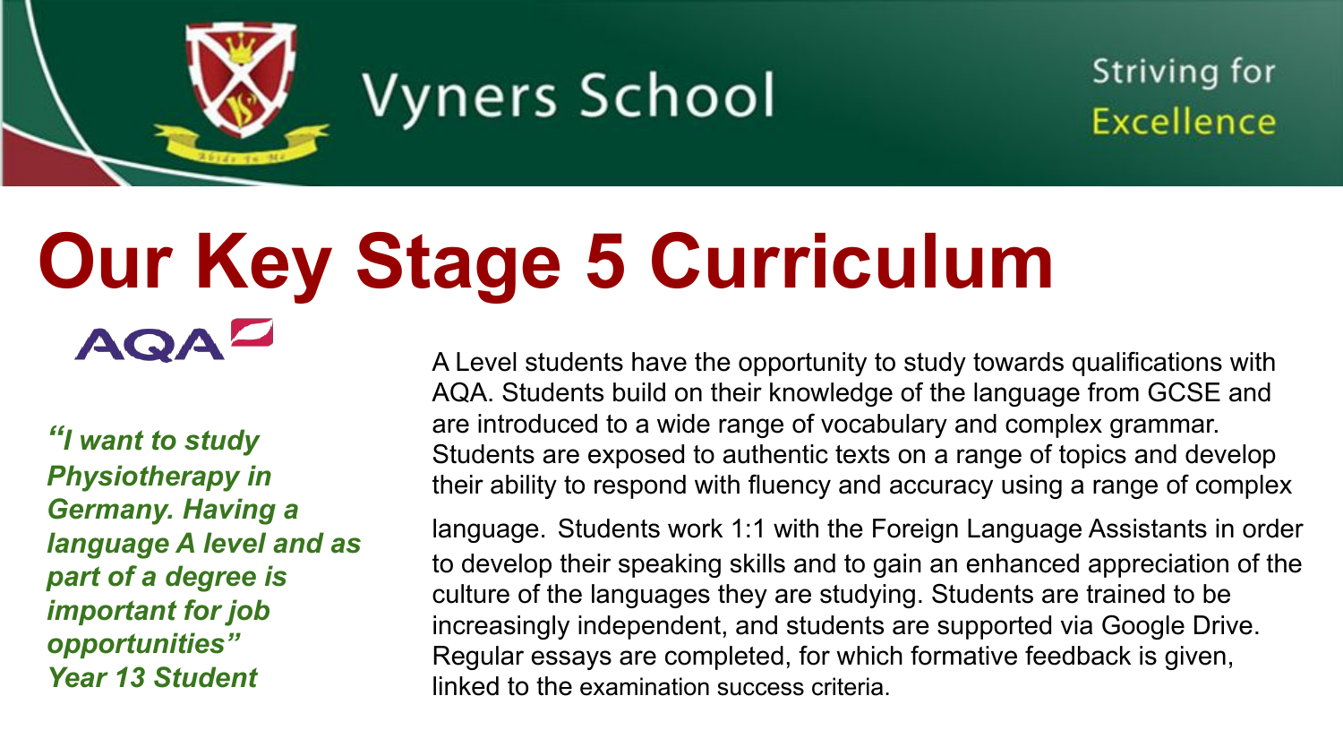# Our Key Stage 5 Curriculum

AQA

*"I want to study Physiotherapy in Germany. Having a language A level and as part of a degree is important for job opportunities"*
*Year 13 Student*

A Level students have the opportunity to study towards qualifications with AQA. Students build on their knowledge of the language from GCSE and are introduced to a wide range of vocabulary and complex grammar. Students are exposed to authentic texts on a range of topics and develop their ability to respond with fluency and accuracy using a range of complex language. Students work 1:1 with the Foreign Language Assistants in order to develop their speaking skills and to gain an enhanced appreciation of the culture of the languages they are studying. Students are trained to be increasingly independent, and students are supported via Google Drive. Regular essays are completed, for which formative feedback is given, linked to the examination success criteria.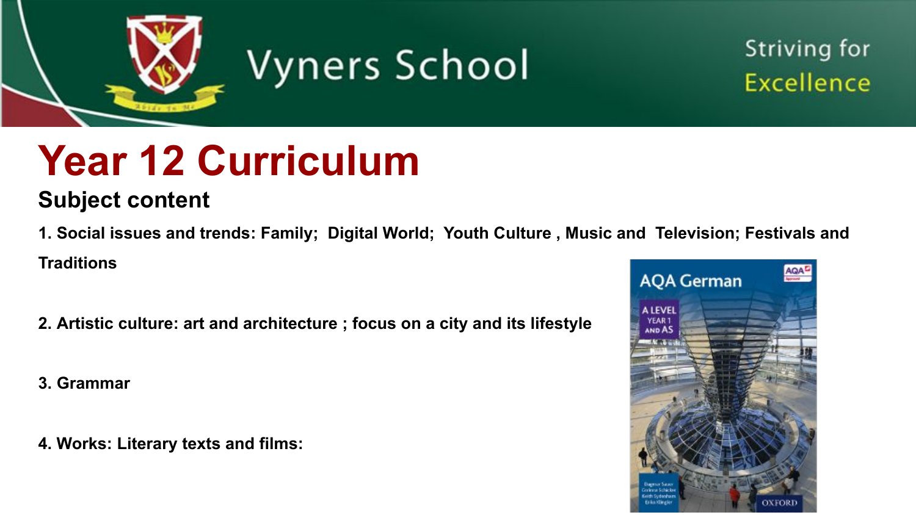# Year 12 Curriculum

## Subject content

**1. Social issues and trends: Family; Digital World; Youth Culture , Music and Television; Festivals and Traditions**

**2. Artistic culture: art and architecture ; focus on a city and its lifestyle**

**3. Grammar**

**4. Works: Literary texts and films:**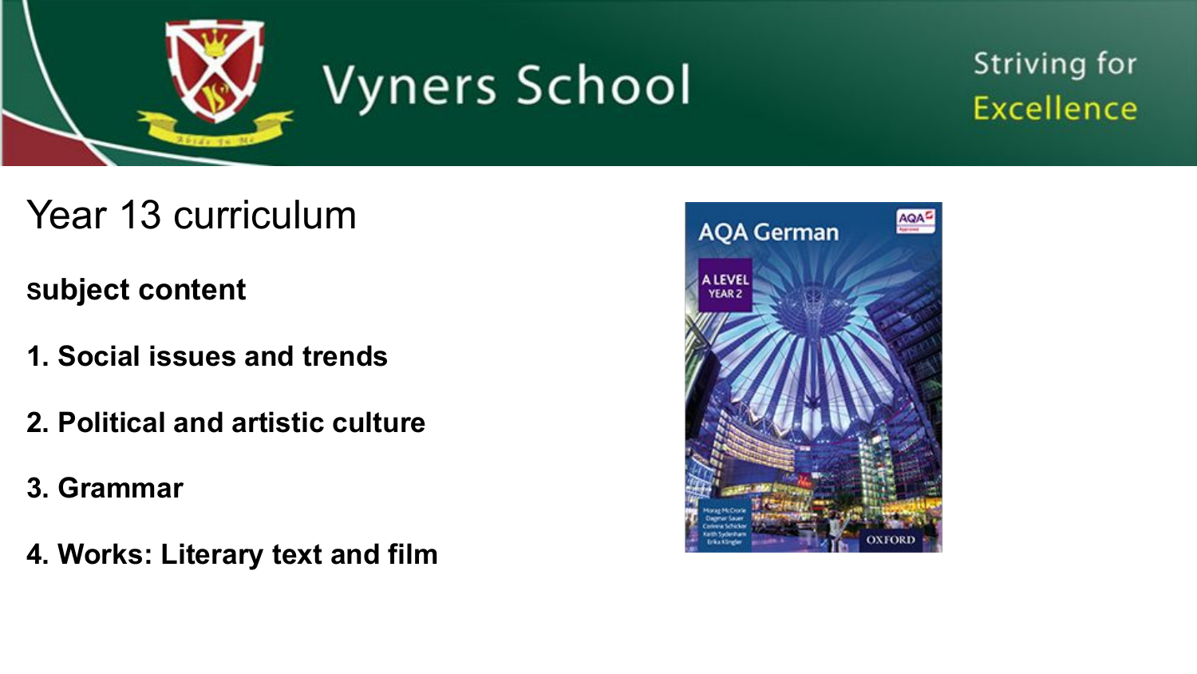# Year 13 curriculum

**subject content**

**1. Social issues and trends**

**2. Political and artistic culture**

**3. Grammar**

**4. Works: Literary text and film**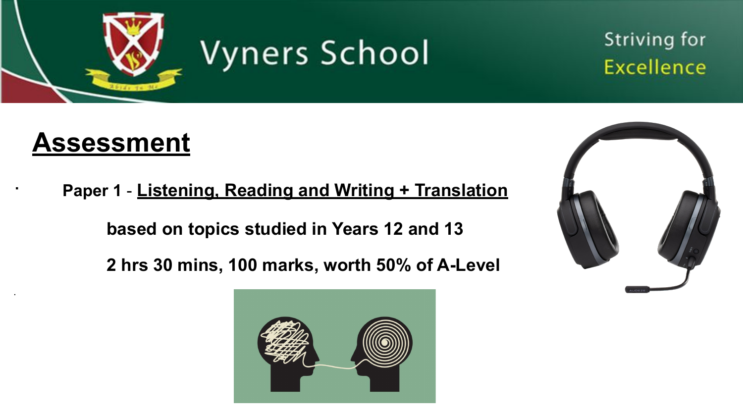## Assessment

- Paper 1 - Listening, Reading and Writing + Translation

  based on topics studied in Years 12 and 13

  2 hrs 30 mins, 100 marks, worth 50% of A-Level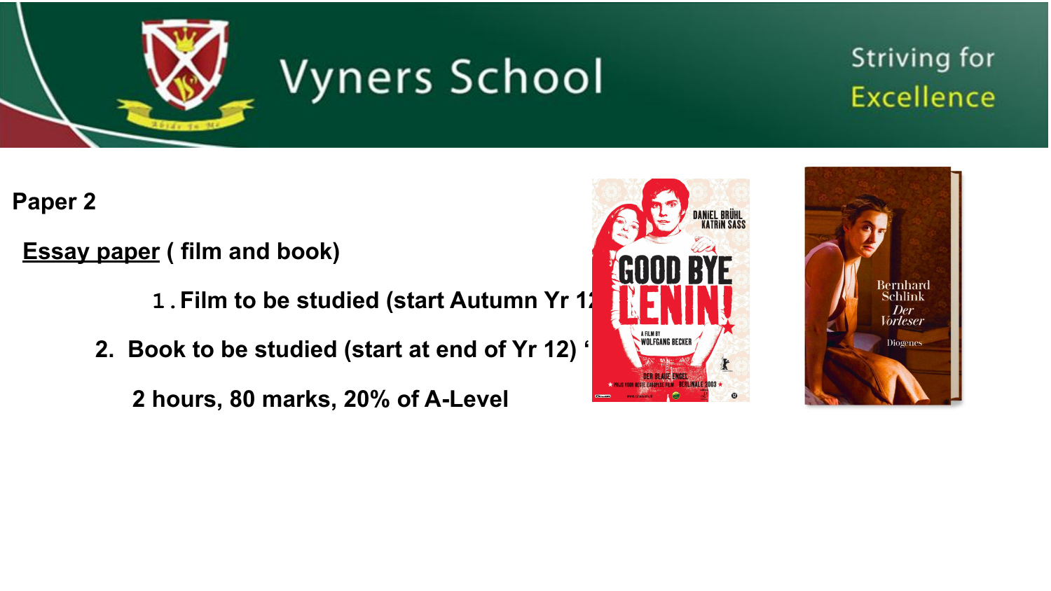**Paper 2**

**Essay paper ( film and book)**

1. **Film to be studied (start Autumn Yr 12**
2. **Book to be studied (start at end of Yr 12) '**

**2 hours, 80 marks, 20% of A-Level**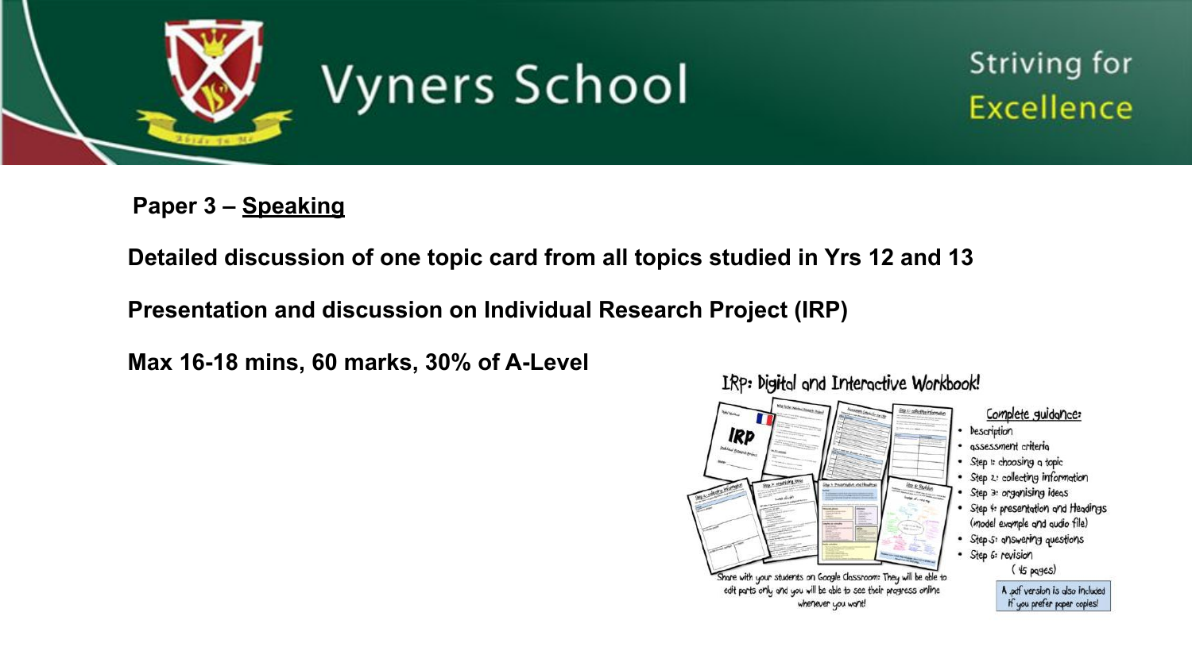**Paper 3 – Speaking**

**Detailed discussion of one topic card from all topics studied in Yrs 12 and 13**

**Presentation and discussion on Individual Research Project (IRP)**

**Max 16-18 mins, 60 marks, 30% of A-Level**

IRP: Digital and Interactive Workbook!

Complete guidance:

- Description
- assessment criteria
- Step 1: choosing a topic
- Step 2: collecting information
- Step 3: organising ideas
- Step 4: presentation and Headings (model example and audio file)
- Step 5: answering questions
- Step 6: revision

(45 pages)

A .pdf version is also included if you prefer paper copies!

Share with your students on Google Classroom: They will be able to edit parts only and you will be able to see their progress online whenever you want!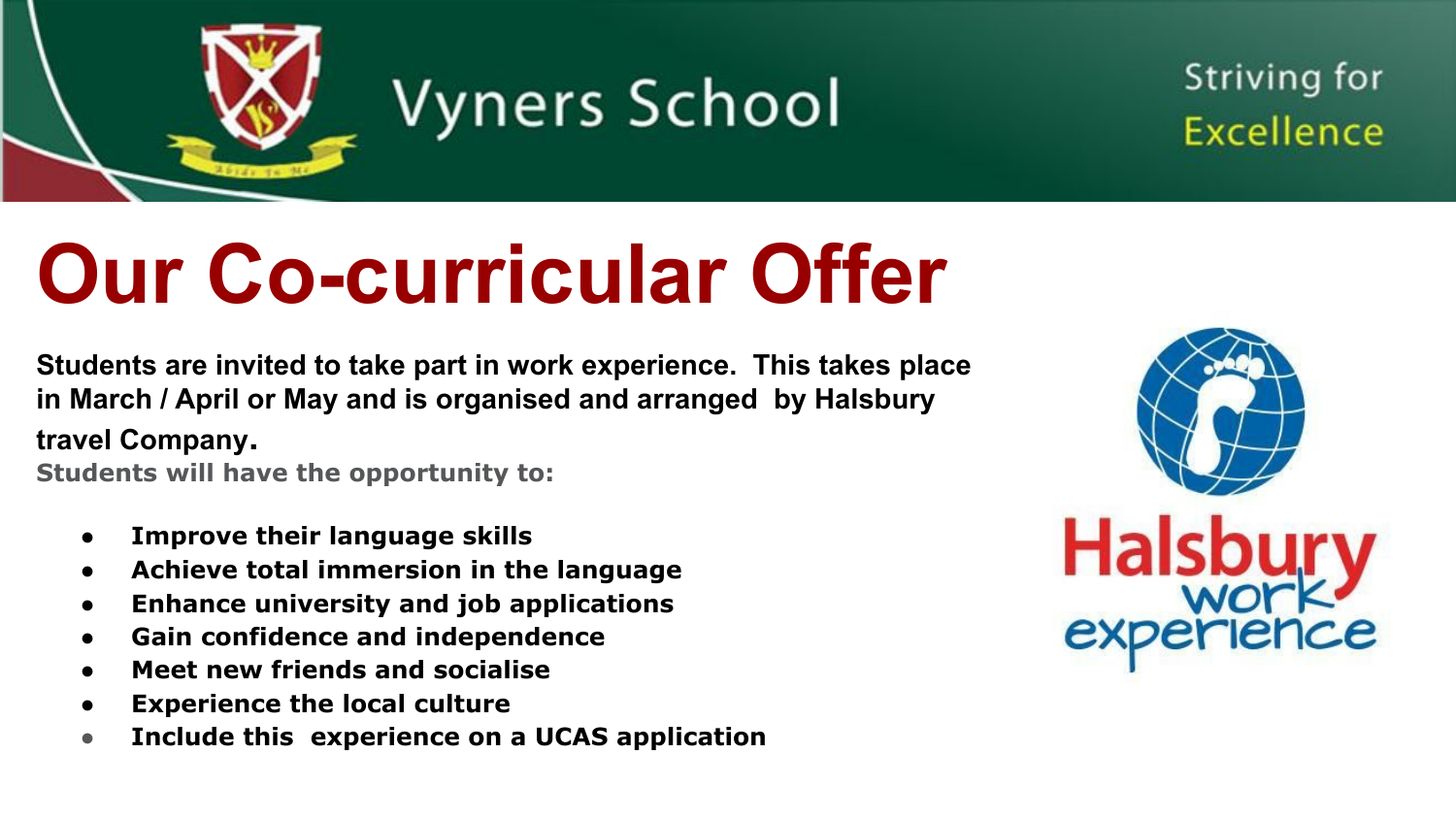# Our Co-curricular Offer

**Students are invited to take part in work experience. This takes place in March / April or May and is organised and arranged by Halsbury travel Company.**

**Students will have the opportunity to:**

- **Improve their language skills**
- **Achieve total immersion in the language**
- **Enhance university and job applications**
- **Gain confidence and independence**
- **Meet new friends and socialise**
- **Experience the local culture**
- **Include this experience on a UCAS application**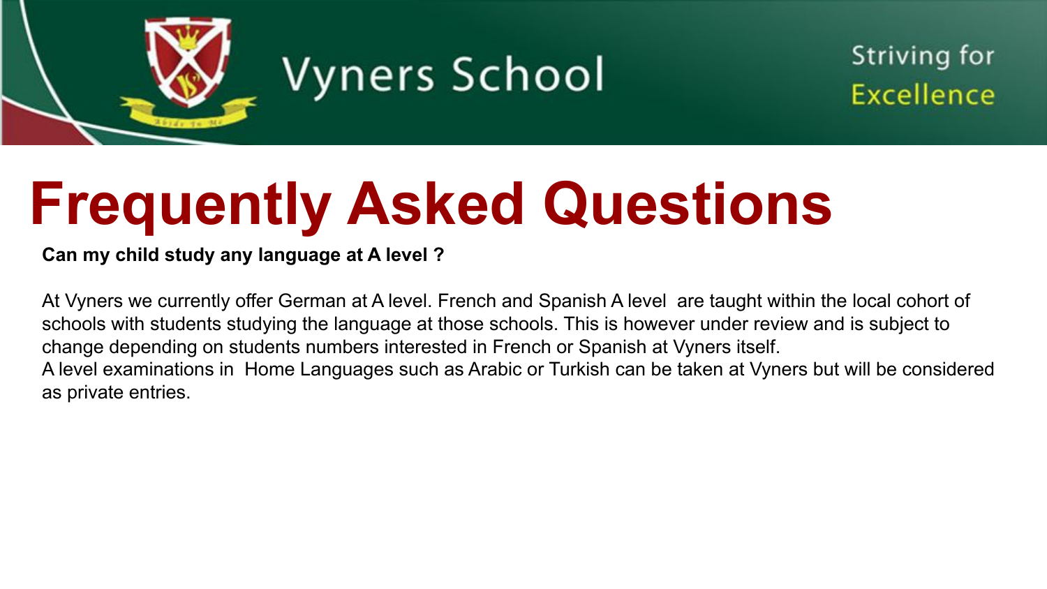# Frequently Asked Questions

**Can my child study any language at A level ?**

At Vyners we currently offer German at A level. French and Spanish A level are taught within the local cohort of schools with students studying the language at those schools. This is however under review and is subject to change depending on students numbers interested in French or Spanish at Vyners itself.

A level examinations in Home Languages such as Arabic or Turkish can be taken at Vyners but will be considered as private entries.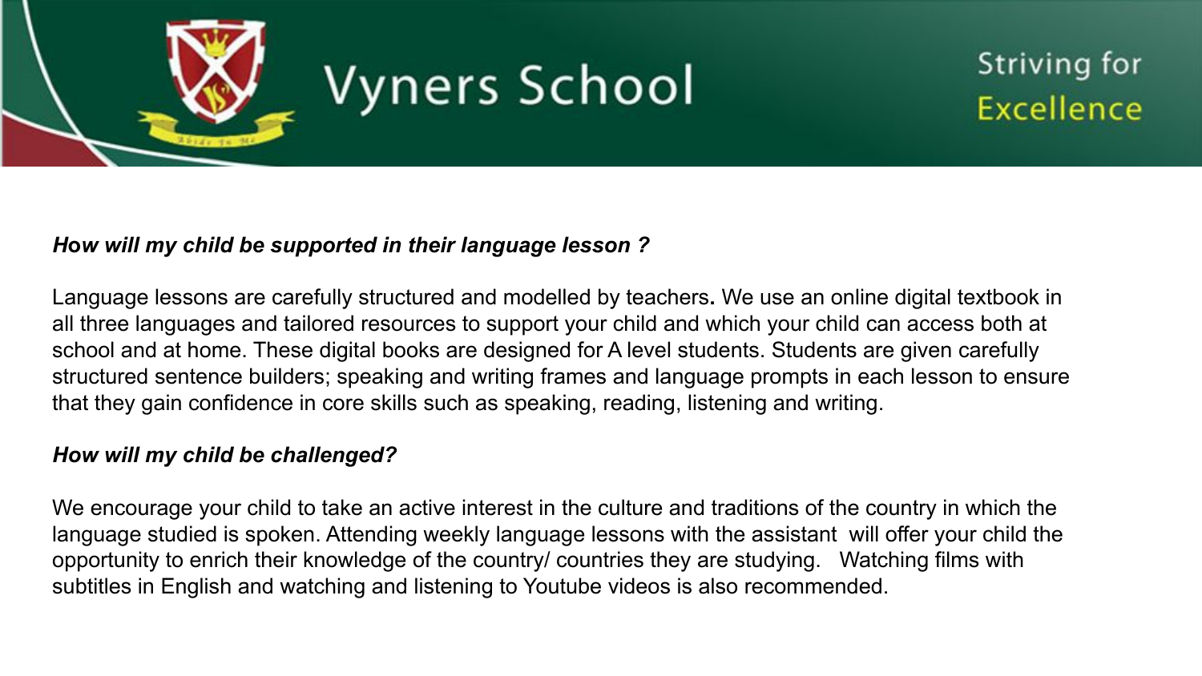Vyners School

Striving for Excellence

***How will my child be supported in their language lesson ?***

Language lessons are carefully structured and modelled by teachers**.** We use an online digital textbook in all three languages and tailored resources to support your child and which your child can access both at school and at home. These digital books are designed for A level students. Students are given carefully structured sentence builders; speaking and writing frames and language prompts in each lesson to ensure that they gain confidence in core skills such as speaking, reading, listening and writing.

***How will my child be challenged?***

We encourage your child to take an active interest in the culture and traditions of the country in which the language studied is spoken. Attending weekly language lessons with the assistant will offer your child the opportunity to enrich their knowledge of the country/ countries they are studying. Watching films with subtitles in English and watching and listening to Youtube videos is also recommended.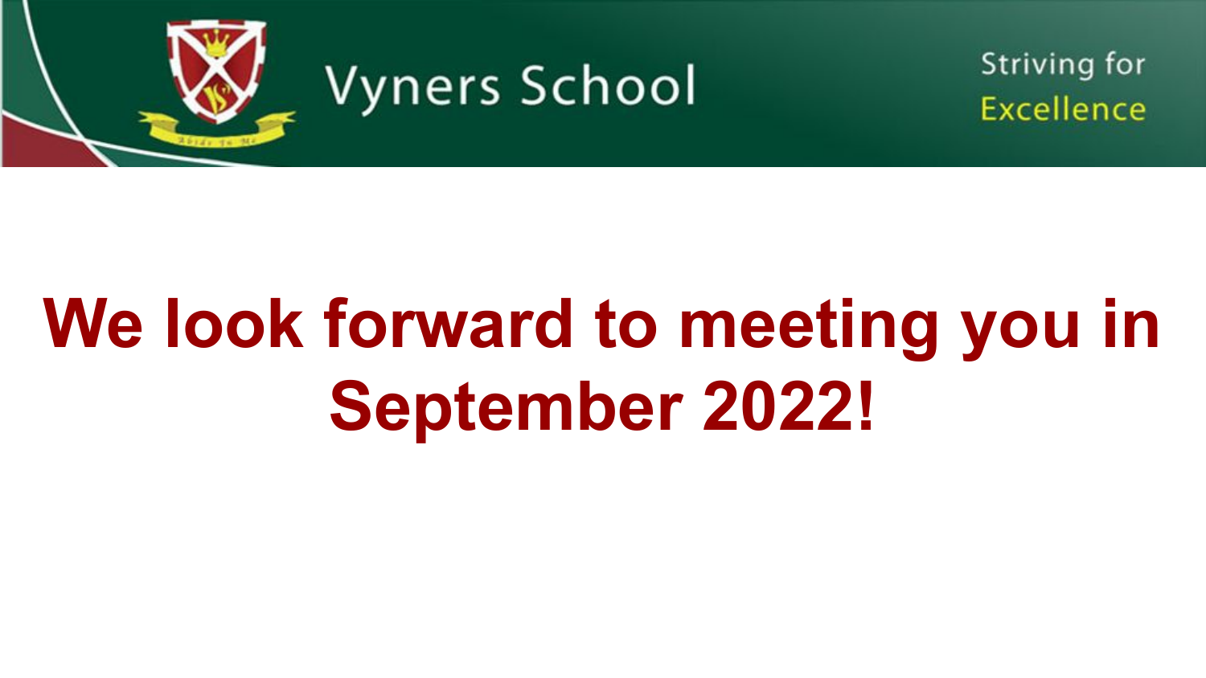Vyners School

Striving for Excellence

# We look forward to meeting you in September 2022!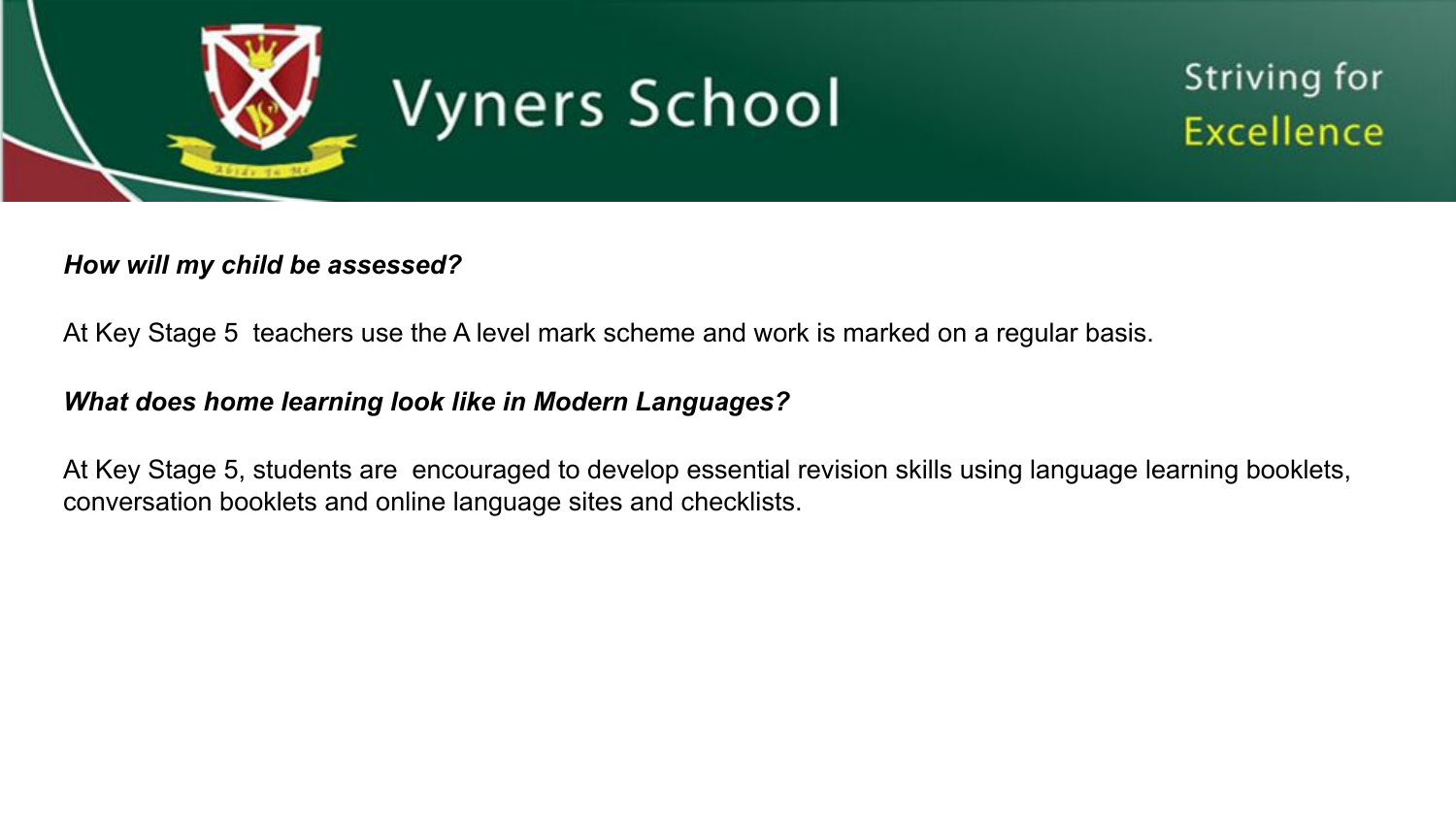***How will my child be assessed?***

At Key Stage 5 teachers use the A level mark scheme and work is marked on a regular basis.

***What does home learning look like in Modern Languages?***

At Key Stage 5, students are encouraged to develop essential revision skills using language learning booklets, conversation booklets and online language sites and checklists.